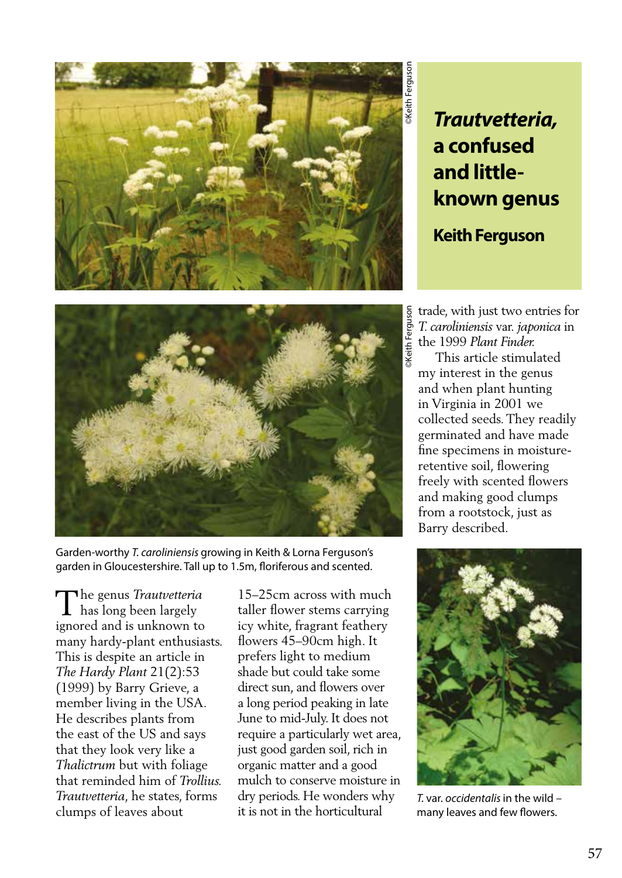# *Trautvetteria*, a confused and little-known genus

**Keith Ferguson**

Garden-worthy *T. caroliniensis* growing in Keith & Lorna Ferguson's garden in Gloucestershire. Tall up to 1.5m, floriferous and scented.

The genus *Trautvetteria* has long been largely ignored and is unknown to many hardy-plant enthusiasts. This is despite an article in *The Hardy Plant* 21(2):53 (1999) by Barry Grieve, a member living in the USA. He describes plants from the east of the US and says that they look very like a *Thalictrum* but with foliage that reminded him of *Trollius*. *Trautvetteria*, he states, forms clumps of leaves about 15–25cm across with much taller flower stems carrying icy white, fragrant feathery flowers 45–90cm high. It prefers light to medium shade but could take some direct sun, and flowers over a long period peaking in late June to mid-July. It does not require a particularly wet area, just good garden soil, rich in organic matter and a good mulch to conserve moisture in dry periods. He wonders why it is not in the horticultural trade, with just two entries for *T. caroliniensis* var. *japonica* in the 1999 *Plant Finder.*

This article stimulated my interest in the genus and when plant hunting in Virginia in 2001 we collected seeds. They readily germinated and have made fine specimens in moisture-retentive soil, flowering freely with scented flowers and making good clumps from a rootstock, just as Barry described.

*T.* var. *occidentalis* in the wild – many leaves and few flowers.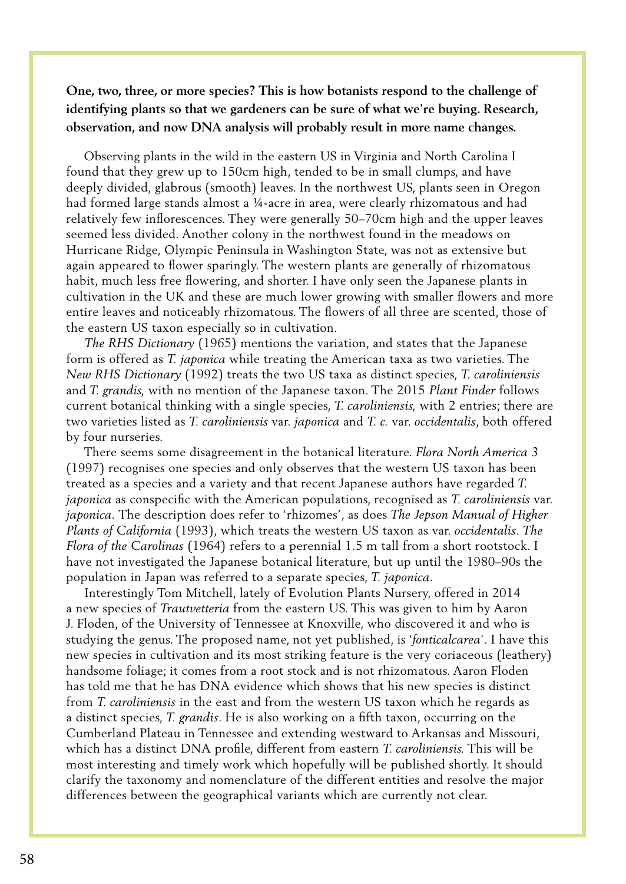**One, two, three, or more species? This is how botanists respond to the challenge of identifying plants so that we gardeners can be sure of what we're buying. Research, observation, and now DNA analysis will probably result in more name changes.**

Observing plants in the wild in the eastern US in Virginia and North Carolina I found that they grew up to 150cm high, tended to be in small clumps, and have deeply divided, glabrous (smooth) leaves. In the northwest US, plants seen in Oregon had formed large stands almost a ¼-acre in area, were clearly rhizomatous and had relatively few inflorescences. They were generally 50–70cm high and the upper leaves seemed less divided. Another colony in the northwest found in the meadows on Hurricane Ridge, Olympic Peninsula in Washington State, was not as extensive but again appeared to flower sparingly. The western plants are generally of rhizomatous habit, much less free flowering, and shorter. I have only seen the Japanese plants in cultivation in the UK and these are much lower growing with smaller flowers and more entire leaves and noticeably rhizomatous. The flowers of all three are scented, those of the eastern US taxon especially so in cultivation.

*The RHS Dictionary* (1965) mentions the variation, and states that the Japanese form is offered as *T. japonica* while treating the American taxa as two varieties. The *New RHS Dictionary* (1992) treats the two US taxa as distinct species, *T. caroliniensis* and *T. grandis*, with no mention of the Japanese taxon. The 2015 *Plant Finder* follows current botanical thinking with a single species, *T. caroliniensis*, with 2 entries; there are two varieties listed as *T. caroliniensis* var. *japonica* and *T. c.* var. *occidentalis*, both offered by four nurseries.

There seems some disagreement in the botanical literature. *Flora North America 3* (1997) recognises one species and only observes that the western US taxon has been treated as a species and a variety and that recent Japanese authors have regarded *T. japonica* as conspecific with the American populations, recognised as *T. caroliniensis* var. *japonica*. The description does refer to 'rhizomes', as does *The Jepson Manual of Higher Plants of California* (1993), which treats the western US taxon as var. *occidentalis*. *The Flora of the Carolinas* (1964) refers to a perennial 1.5 m tall from a short rootstock. I have not investigated the Japanese botanical literature, but up until the 1980–90s the population in Japan was referred to a separate species, *T. japonica*.

Interestingly Tom Mitchell, lately of Evolution Plants Nursery, offered in 2014 a new species of *Trautvetteria* from the eastern US. This was given to him by Aaron J. Floden, of the University of Tennessee at Knoxville, who discovered it and who is studying the genus. The proposed name, not yet published, is '*fonticalcarea*'. I have this new species in cultivation and its most striking feature is the very coriaceous (leathery) handsome foliage; it comes from a root stock and is not rhizomatous. Aaron Floden has told me that he has DNA evidence which shows that his new species is distinct from *T. caroliniensis* in the east and from the western US taxon which he regards as a distinct species, *T. grandis*. He is also working on a fifth taxon, occurring on the Cumberland Plateau in Tennessee and extending westward to Arkansas and Missouri, which has a distinct DNA profile, different from eastern *T. caroliniensis*. This will be most interesting and timely work which hopefully will be published shortly. It should clarify the taxonomy and nomenclature of the different entities and resolve the major differences between the geographical variants which are currently not clear.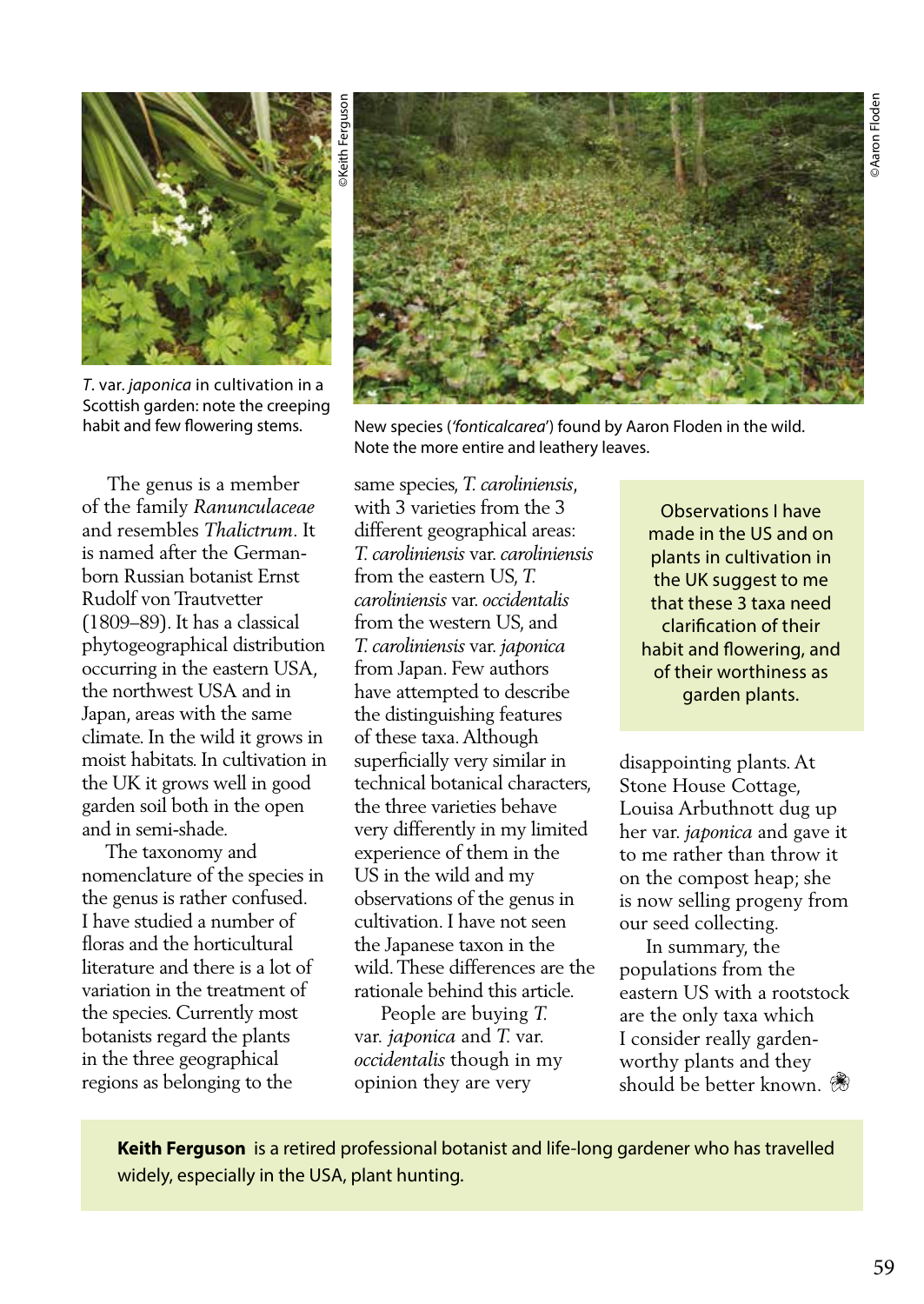*T.* var. *japonica* in cultivation in a Scottish garden: note the creeping habit and few flowering stems.

New species (*'fonticalcarea'*) found by Aaron Floden in the wild. Note the more entire and leathery leaves.

The genus is a member of the family *Ranunculaceae* and resembles *Thalictrum*. It is named after the German-born Russian botanist Ernst Rudolf von Trautvetter (1809–89). It has a classical phytogeographical distribution occurring in the eastern USA, the northwest USA and in Japan, areas with the same climate. In the wild it grows in moist habitats. In cultivation in the UK it grows well in good garden soil both in the open and in semi-shade.

The taxonomy and nomenclature of the species in the genus is rather confused. I have studied a number of floras and the horticultural literature and there is a lot of variation in the treatment of the species. Currently most botanists regard the plants in the three geographical regions as belonging to the same species, *T. caroliniensis*, with 3 varieties from the 3 different geographical areas: *T. caroliniensis* var. *caroliniensis* from the eastern US, *T. caroliniensis* var. *occidentalis* from the western US, and *T. caroliniensis* var. *japonica* from Japan. Few authors have attempted to describe the distinguishing features of these taxa. Although superficially very similar in technical botanical characters, the three varieties behave very differently in my limited experience of them in the US in the wild and my observations of the genus in cultivation. I have not seen the Japanese taxon in the wild. These differences are the rationale behind this article.

People are buying *T.* var. *japonica* and *T.* var. *occidentalis* though in my opinion they are very disappointing plants. At Stone House Cottage, Louisa Arbuthnott dug up her var. *japonica* and gave it to me rather than throw it on the compost heap; she is now selling progeny from our seed collecting.

> Observations I have made in the US and on plants in cultivation in the UK suggest to me that these 3 taxa need clarification of their habit and flowering, and of their worthiness as garden plants.

In summary, the populations from the eastern US with a rootstock are the only taxa which I consider really garden-worthy plants and they should be better known.

**Keith Ferguson** is a retired professional botanist and life-long gardener who has travelled widely, especially in the USA, plant hunting.